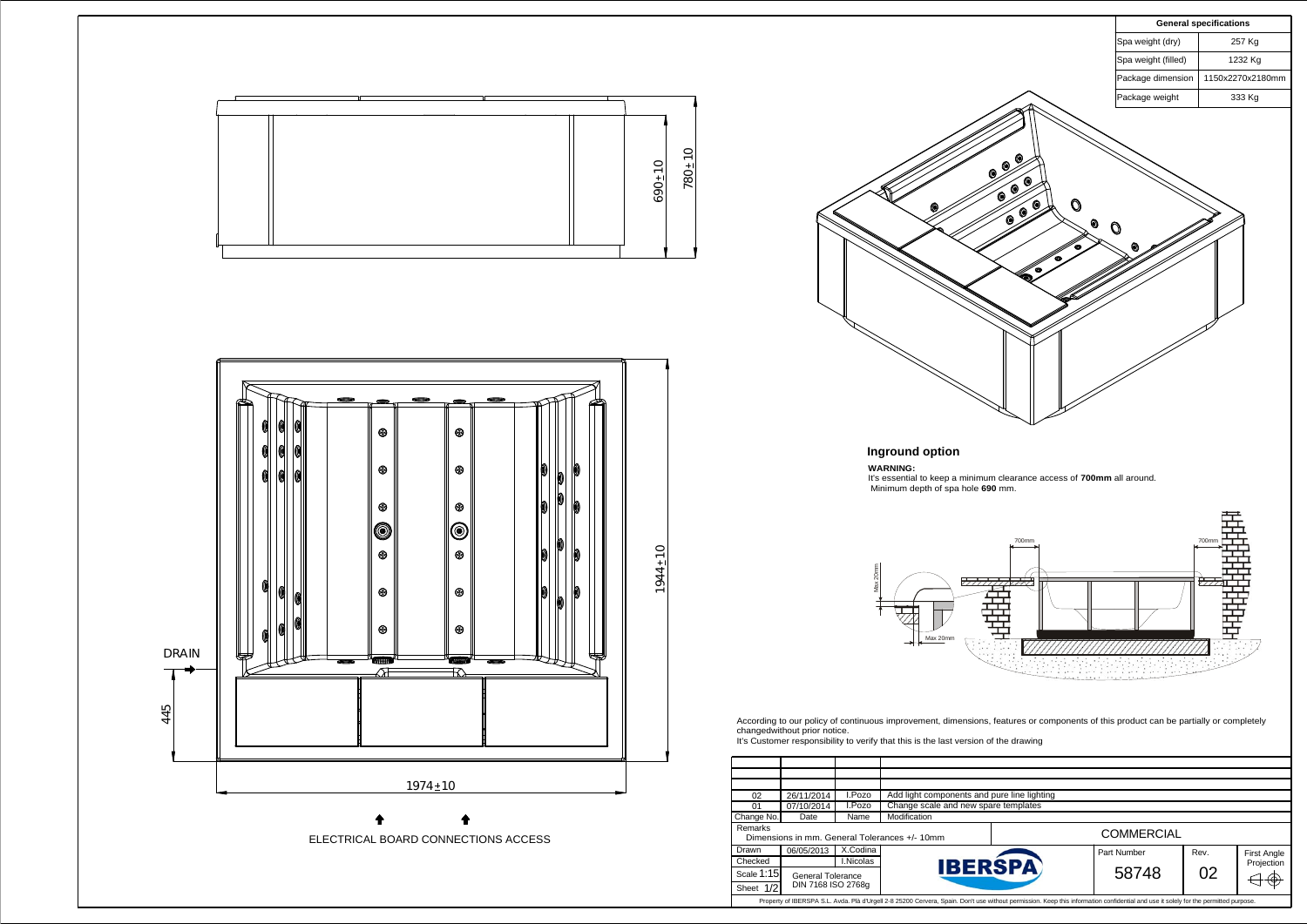| General specifications | |
|---|---|
| Spa weight (dry) | 257 Kg |
| Spa weight (filled) | 1232 Kg |
| Package dimension | 1150x2270x2180mm |
| Package weight | 333 Kg |

690±10

780±10

1944±10

DRAIN

445

1974±10

ELECTRICAL BOARD CONNECTIONS ACCESS

## Inground option

**WARNING:**

It's essential to keep a minimum clearance access of **700mm** all around.
Minimum depth of spa hole **690** mm.

700mm

700mm

Max 20mm

Max 20mm

According to our policy of continuous improvement, dimensions, features or components of this product can be partially or completely changedwithout prior notice.
It's Customer responsibility to verify that this is the last version of the drawing

| Change No. | Date | Name | Modification |
|---|---|---|---|
| 02 | 26/11/2014 | I.Pozo | Add light components and pure line lighting |
| 01 | 07/10/2014 | I.Pozo | Change scale and new spare templates |

Remarks
Dimensions in mm. General Tolerances +/- 10mm

COMMERCIAL

| Drawn | 06/05/2013 | X.Codina |
|---|---|---|
| Checked | | I.Nicolas |
| Scale 1:15 | General Tolerance DIN 7168 ISO 2768g | |
| Sheet 1/2 | | |

IBERSPA

| Part Number | Rev. | First Angle Projection |
|---|---|---|
| 58748 | 02 | |

Property of IBERSPA S.L. Avda. Plà d'Urgell 2-8 25200 Cervera, Spain. Don't use without permission. Keep this information confidential and use it solely for the permitted purpose.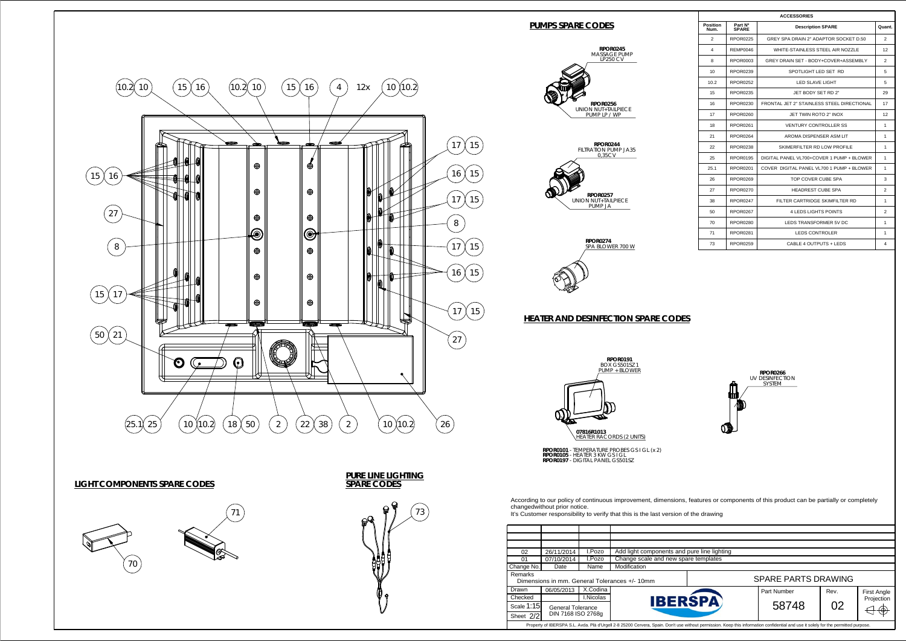## PUMPS SPARE CODES

**RPOR0245** MASSAGE PUMP LP250 CV

**RPOR0256** UNION NUT+TAILPIECE PUMP LP / WP

**RPOR0244** FILTRATION PUMP JA35 0,35CV

**RPOR0257** UNION NUT+TAILPIECE PUMP JA

**RPOR0274** SPA BLOWER 700 W

## HEATER AND DESINFECTION SPARE CODES

**RPOR0191** BOX GS501SZ1 PUMP + BLOWER

**07816R1013** HEATER RACORDS (2 UNITS)

**RPOR0101** - TEMPERATURE PROBES GSIGL (x 2)
**RPOR0105** - HEATER 3 KW GSIGL
**RPOR0197** - DIGITAL PANEL GS501SZ

**RPOR0266** UV DESINFECTION SYSTEM

## ACCESSORIES

| Position Num. | Part Nº SPARE | Description SPARE | Quant. |
|---|---|---|---|
| 2 | RPOR0225 | GREY SPA DRAIN 2" ADAPTOR SOCKET D.50 | 2 |
| 4 | REMP0046 | WHITE-STAINLESS STEEL AIR NOZZLE | 12 |
| 8 | RPOR0003 | GREY DRAIN SET - BODY+COVER+ASSEMBLY | 2 |
| 10 | RPOR0239 | SPOTLIGHT LED SET RD | 5 |
| 10.2 | RPOR0252 | LED SLAVE LIGHT | 5 |
| 15 | RPOR0235 | JET BODY SET RD 2" | 29 |
| 16 | RPOR0230 | FRONTAL JET 2" STAINLESS STEEL DIRECTIONAL | 17 |
| 17 | RPOR0260 | JET TWIN ROTO 2" INOX | 12 |
| 18 | RPOR0261 | VENTURY CONTROLLER SS | 1 |
| 21 | RPOR0264 | AROMA DISPENSER ASM LIT | 1 |
| 22 | RPOR0238 | SKIMERFILTER RD LOW PROFILE | 1 |
| 25 | RPOR0195 | DIGITAL PANEL VL700+COVER 1 PUMP + BLOWER | 1 |
| 25.1 | RPOR0201 | COVER DIGITAL PANEL VL700 1 PUMP + BLOWER | 1 |
| 26 | RPOR0269 | TOP COVER CUBE SPA | 3 |
| 27 | RPOR0270 | HEADREST CUBE SPA | 2 |
| 38 | RPOR0247 | FILTER CARTRIDGE SKIMFILTER RD | 1 |
| 50 | RPOR0267 | 4 LEDS LIGHTS POINTS | 2 |
| 70 | RPOR0280 | LEDS TRANSFORMER 5V DC | 1 |
| 71 | RPOR0281 | LEDS CONTROLER | 1 |
| 73 | RPOR0259 | CABLE 4 OUTPUTS + LEDS | 4 |

## LIGHT COMPONENTS SPARE CODES

## PURE LINE LIGHTING SPARE CODES

According to our policy of continuous improvement, dimensions, features or components of this product can be partially or completely changedwithout prior notice.
It's Customer responsibility to verify that this is the last version of the drawing

| Change No. | Date | Name | Modification |
|---|---|---|---|
| 02 | 26/11/2014 | I.Pozo | Add light components and pure line lighting |
| 01 | 07/10/2014 | I.Pozo | Change scale and new spare templates |

Remarks: Dimensions in mm. General Tolerances +/- 10mm

SPARE PARTS DRAWING

| | | |
|---|---|---|
| Drawn | 06/05/2013 | X.Codina |
| Checked | | I.Nicolas |
| Scale 1:15 | General Tolerance DIN 7168 ISO 2768g | |
| Sheet 2/2 | | |

IBERSPA

Part Number: 58748 — Rev.: 02 — First Angle Projection

Property of IBERSPA S.L. Avda. Plà d'Urgell 2-8 25200 Cervera, Spain. Don't use without permission. Keep this information confidential and use it solely for the permitted purpose.